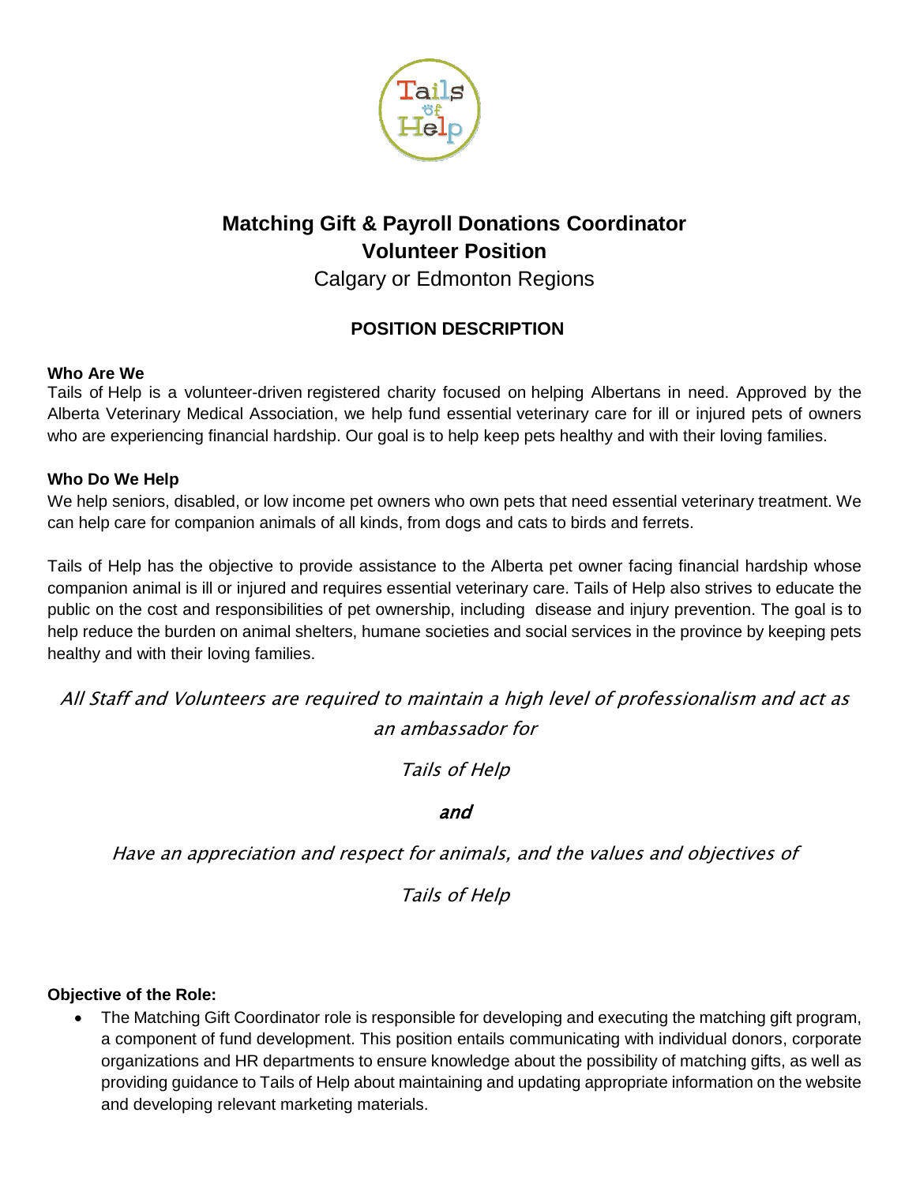# Matching Gift & Payroll Donations Coordinator
## Volunteer Position

Calgary or Edmonton Regions

### POSITION DESCRIPTION

**Who Are We**

Tails of Help is a volunteer-driven registered charity focused on helping Albertans in need. Approved by the Alberta Veterinary Medical Association, we help fund essential veterinary care for ill or injured pets of owners who are experiencing financial hardship. Our goal is to help keep pets healthy and with their loving families.

**Who Do We Help**

We help seniors, disabled, or low income pet owners who own pets that need essential veterinary treatment. We can help care for companion animals of all kinds, from dogs and cats to birds and ferrets.

Tails of Help has the objective to provide assistance to the Alberta pet owner facing financial hardship whose companion animal is ill or injured and requires essential veterinary care. Tails of Help also strives to educate the public on the cost and responsibilities of pet ownership, including disease and injury prevention. The goal is to help reduce the burden on animal shelters, humane societies and social services in the province by keeping pets healthy and with their loving families.

*All Staff and Volunteers are required to maintain a high level of professionalism and act as an ambassador for*

*Tails of Help*

***and***

*Have an appreciation and respect for animals, and the values and objectives of*

*Tails of Help*

**Objective of the Role:**

- The Matching Gift Coordinator role is responsible for developing and executing the matching gift program, a component of fund development. This position entails communicating with individual donors, corporate organizations and HR departments to ensure knowledge about the possibility of matching gifts, as well as providing guidance to Tails of Help about maintaining and updating appropriate information on the website and developing relevant marketing materials.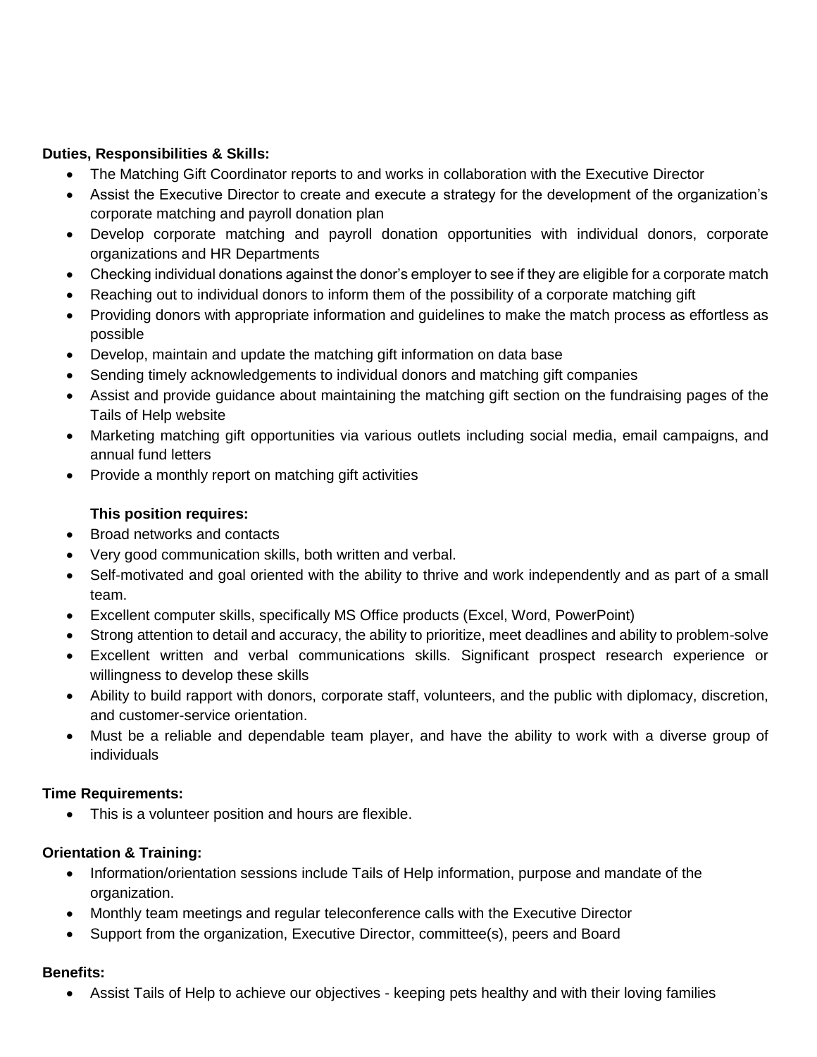**Duties, Responsibilities & Skills:**

- The Matching Gift Coordinator reports to and works in collaboration with the Executive Director
- Assist the Executive Director to create and execute a strategy for the development of the organization's corporate matching and payroll donation plan
- Develop corporate matching and payroll donation opportunities with individual donors, corporate organizations and HR Departments
- Checking individual donations against the donor's employer to see if they are eligible for a corporate match
- Reaching out to individual donors to inform them of the possibility of a corporate matching gift
- Providing donors with appropriate information and guidelines to make the match process as effortless as possible
- Develop, maintain and update the matching gift information on data base
- Sending timely acknowledgements to individual donors and matching gift companies
- Assist and provide guidance about maintaining the matching gift section on the fundraising pages of the Tails of Help website
- Marketing matching gift opportunities via various outlets including social media, email campaigns, and annual fund letters
- Provide a monthly report on matching gift activities

**This position requires:**

- Broad networks and contacts
- Very good communication skills, both written and verbal.
- Self-motivated and goal oriented with the ability to thrive and work independently and as part of a small team.
- Excellent computer skills, specifically MS Office products (Excel, Word, PowerPoint)
- Strong attention to detail and accuracy, the ability to prioritize, meet deadlines and ability to problem-solve
- Excellent written and verbal communications skills. Significant prospect research experience or willingness to develop these skills
- Ability to build rapport with donors, corporate staff, volunteers, and the public with diplomacy, discretion, and customer-service orientation.
- Must be a reliable and dependable team player, and have the ability to work with a diverse group of individuals

**Time Requirements:**

- This is a volunteer position and hours are flexible.

**Orientation & Training:**

- Information/orientation sessions include Tails of Help information, purpose and mandate of the organization.
- Monthly team meetings and regular teleconference calls with the Executive Director
- Support from the organization, Executive Director, committee(s), peers and Board

**Benefits:**

- Assist Tails of Help to achieve our objectives - keeping pets healthy and with their loving families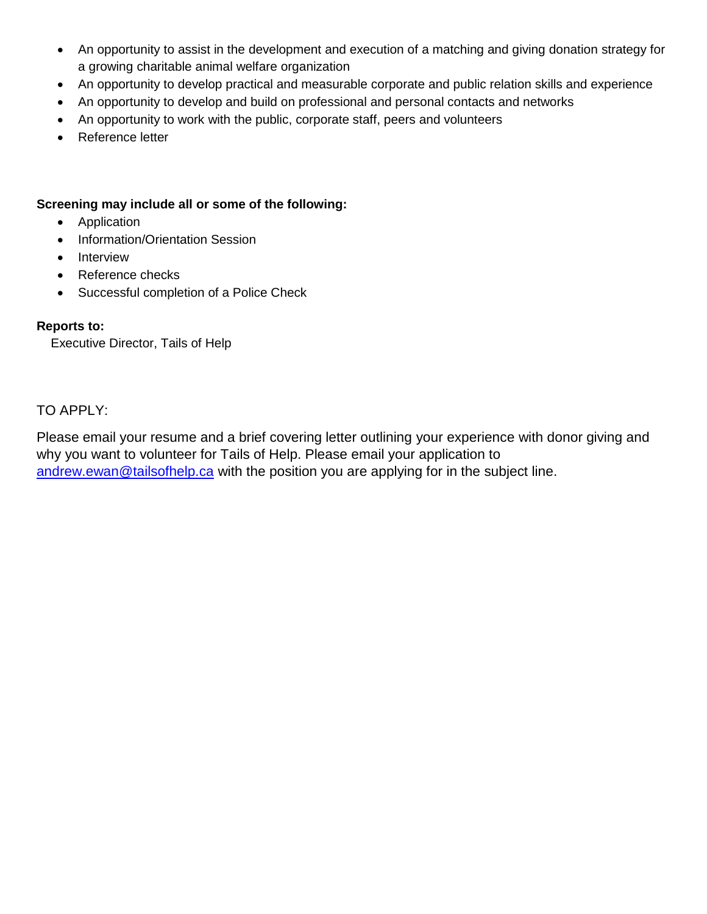- An opportunity to assist in the development and execution of a matching and giving donation strategy for a growing charitable animal welfare organization
- An opportunity to develop practical and measurable corporate and public relation skills and experience
- An opportunity to develop and build on professional and personal contacts and networks
- An opportunity to work with the public, corporate staff, peers and volunteers
- Reference letter

**Screening may include all or some of the following:**

- Application
- Information/Orientation Session
- Interview
- Reference checks
- Successful completion of a Police Check

**Reports to:**

Executive Director, Tails of Help

TO APPLY:

Please email your resume and a brief covering letter outlining your experience with donor giving and why you want to volunteer for Tails of Help. Please email your application to andrew.ewan@tailsofhelp.ca with the position you are applying for in the subject line.